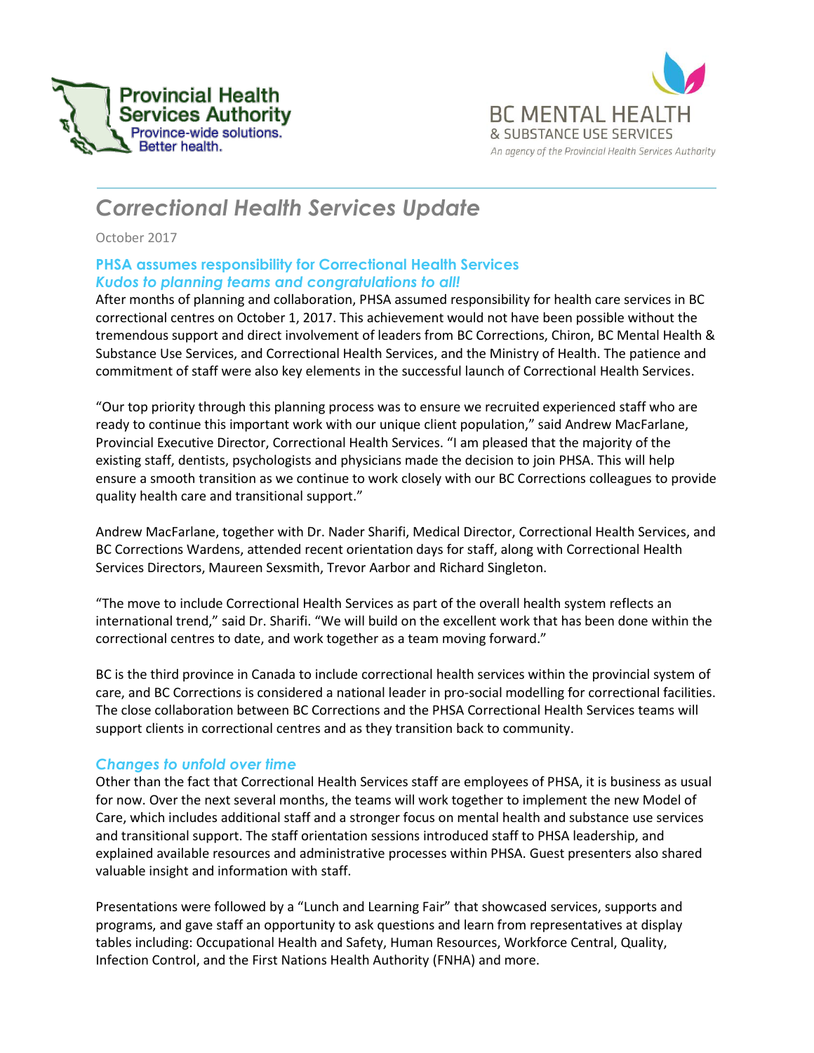Provincial Health Services Authority
Province-wide solutions. Better health.

BC MENTAL HEALTH & SUBSTANCE USE SERVICES
An agency of the Provincial Health Services Authority

# *Correctional Health Services Update*

October 2017

## PHSA assumes responsibility for Correctional Health Services
### *Kudos to planning teams and congratulations to all!*

After months of planning and collaboration, PHSA assumed responsibility for health care services in BC correctional centres on October 1, 2017. This achievement would not have been possible without the tremendous support and direct involvement of leaders from BC Corrections, Chiron, BC Mental Health & Substance Use Services, and Correctional Health Services, and the Ministry of Health. The patience and commitment of staff were also key elements in the successful launch of Correctional Health Services.

"Our top priority through this planning process was to ensure we recruited experienced staff who are ready to continue this important work with our unique client population," said Andrew MacFarlane, Provincial Executive Director, Correctional Health Services. "I am pleased that the majority of the existing staff, dentists, psychologists and physicians made the decision to join PHSA. This will help ensure a smooth transition as we continue to work closely with our BC Corrections colleagues to provide quality health care and transitional support."

Andrew MacFarlane, together with Dr. Nader Sharifi, Medical Director, Correctional Health Services, and BC Corrections Wardens, attended recent orientation days for staff, along with Correctional Health Services Directors, Maureen Sexsmith, Trevor Aarbor and Richard Singleton.

"The move to include Correctional Health Services as part of the overall health system reflects an international trend," said Dr. Sharifi. "We will build on the excellent work that has been done within the correctional centres to date, and work together as a team moving forward."

BC is the third province in Canada to include correctional health services within the provincial system of care, and BC Corrections is considered a national leader in pro-social modelling for correctional facilities. The close collaboration between BC Corrections and the PHSA Correctional Health Services teams will support clients in correctional centres and as they transition back to community.

### *Changes to unfold over time*

Other than the fact that Correctional Health Services staff are employees of PHSA, it is business as usual for now. Over the next several months, the teams will work together to implement the new Model of Care, which includes additional staff and a stronger focus on mental health and substance use services and transitional support. The staff orientation sessions introduced staff to PHSA leadership, and explained available resources and administrative processes within PHSA. Guest presenters also shared valuable insight and information with staff.

Presentations were followed by a "Lunch and Learning Fair" that showcased services, supports and programs, and gave staff an opportunity to ask questions and learn from representatives at display tables including: Occupational Health and Safety, Human Resources, Workforce Central, Quality, Infection Control, and the First Nations Health Authority (FNHA) and more.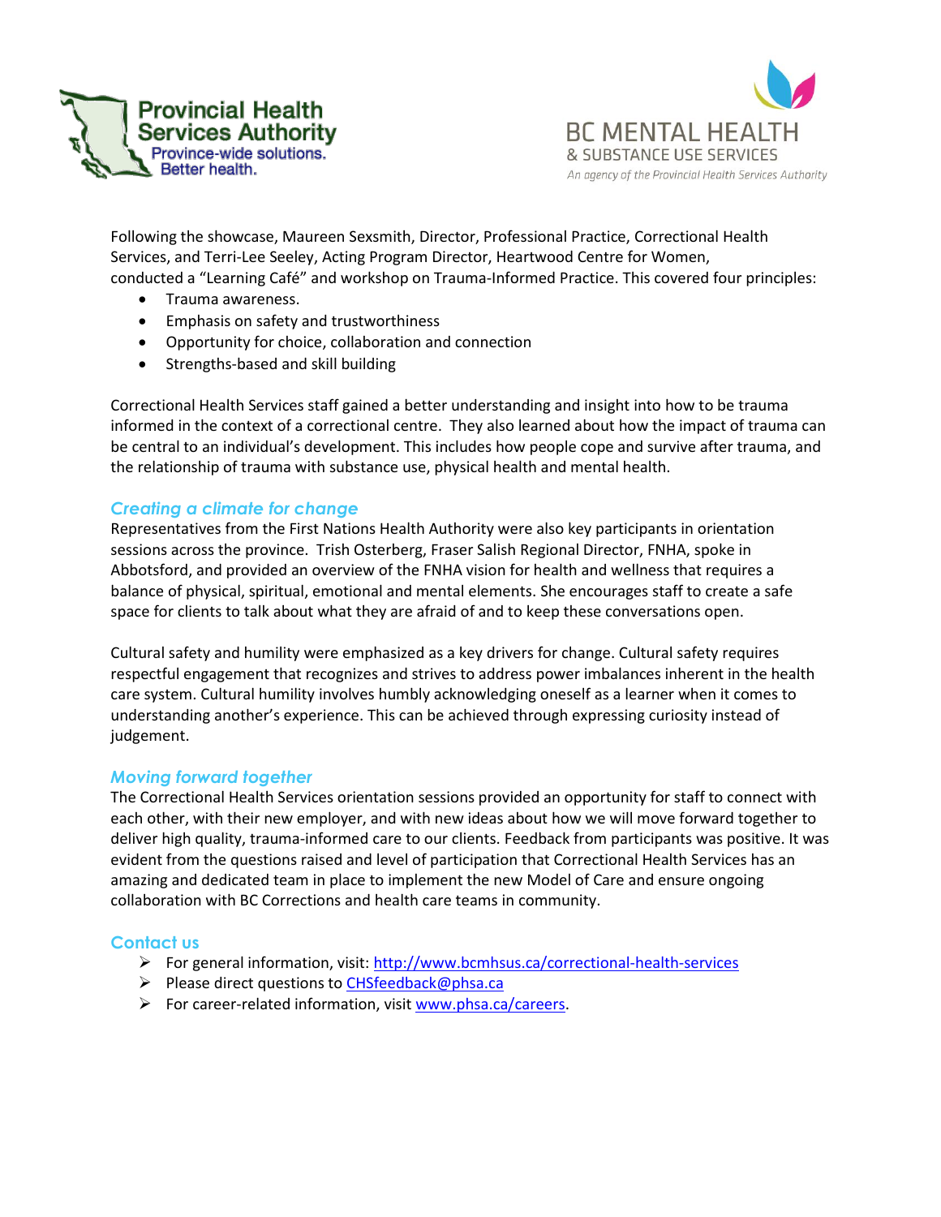Following the showcase, Maureen Sexsmith, Director, Professional Practice, Correctional Health Services, and Terri-Lee Seeley, Acting Program Director, Heartwood Centre for Women, conducted a "Learning Café" and workshop on Trauma-Informed Practice. This covered four principles:

- Trauma awareness.
- Emphasis on safety and trustworthiness
- Opportunity for choice, collaboration and connection
- Strengths-based and skill building

Correctional Health Services staff gained a better understanding and insight into how to be trauma informed in the context of a correctional centre. They also learned about how the impact of trauma can be central to an individual's development. This includes how people cope and survive after trauma, and the relationship of trauma with substance use, physical health and mental health.

### *Creating a climate for change*

Representatives from the First Nations Health Authority were also key participants in orientation sessions across the province. Trish Osterberg, Fraser Salish Regional Director, FNHA, spoke in Abbotsford, and provided an overview of the FNHA vision for health and wellness that requires a balance of physical, spiritual, emotional and mental elements. She encourages staff to create a safe space for clients to talk about what they are afraid of and to keep these conversations open.

Cultural safety and humility were emphasized as a key drivers for change. Cultural safety requires respectful engagement that recognizes and strives to address power imbalances inherent in the health care system. Cultural humility involves humbly acknowledging oneself as a learner when it comes to understanding another's experience. This can be achieved through expressing curiosity instead of judgement.

### *Moving forward together*

The Correctional Health Services orientation sessions provided an opportunity for staff to connect with each other, with their new employer, and with new ideas about how we will move forward together to deliver high quality, trauma-informed care to our clients. Feedback from participants was positive. It was evident from the questions raised and level of participation that Correctional Health Services has an amazing and dedicated team in place to implement the new Model of Care and ensure ongoing collaboration with BC Corrections and health care teams in community.

### Contact us

- For general information, visit: http://www.bcmhsus.ca/correctional-health-services
- Please direct questions to CHSfeedback@phsa.ca
- For career-related information, visit www.phsa.ca/careers.